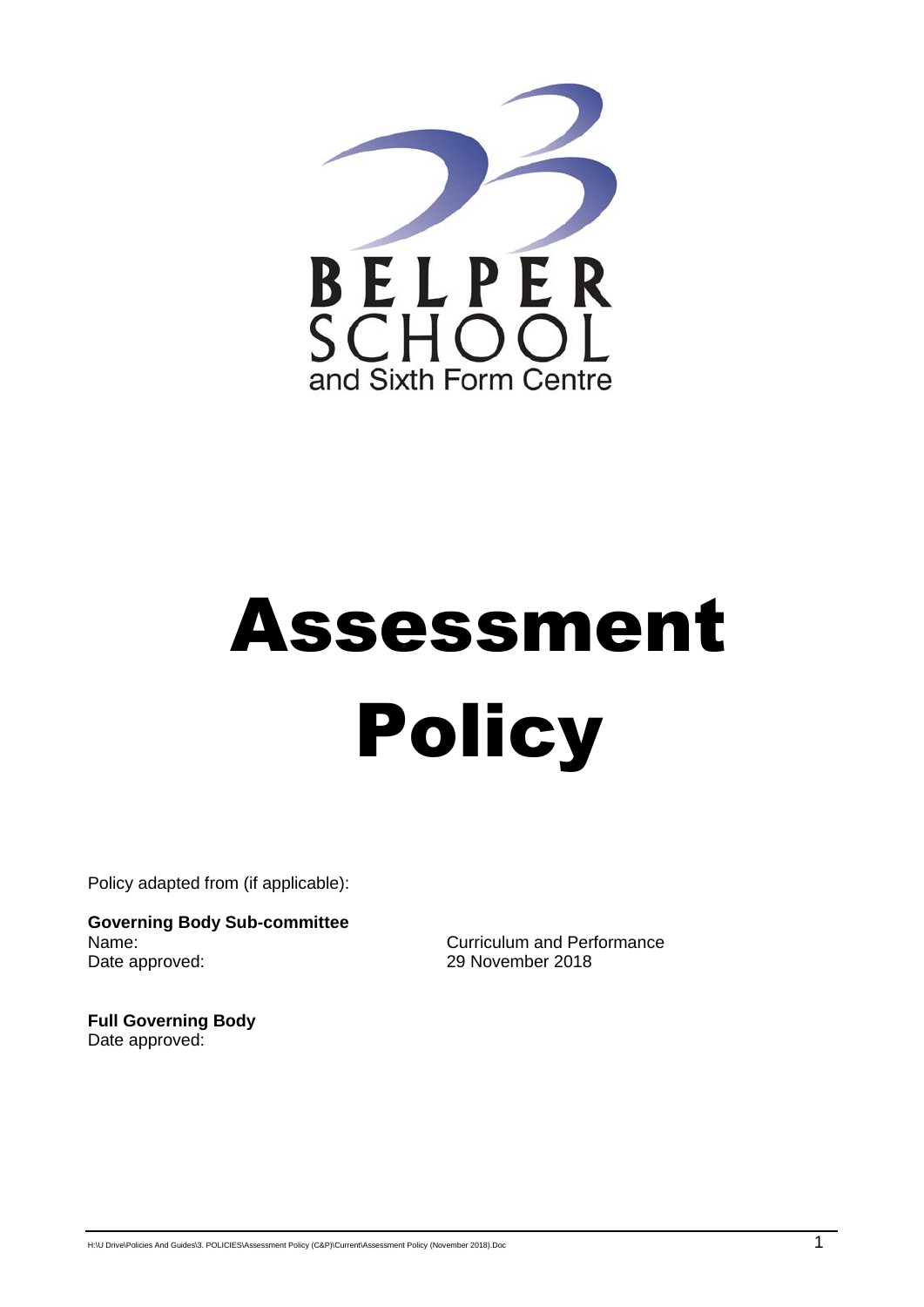BELPER SCHOOL

and Sixth Form Centre

# Assessment Policy

Policy adapted from (if applicable):

**Governing Body Sub-committee**

| | |
|---|---|
| Name: | Curriculum and Performance |
| Date approved: | 29 November 2018 |

**Full Governing Body**

Date approved: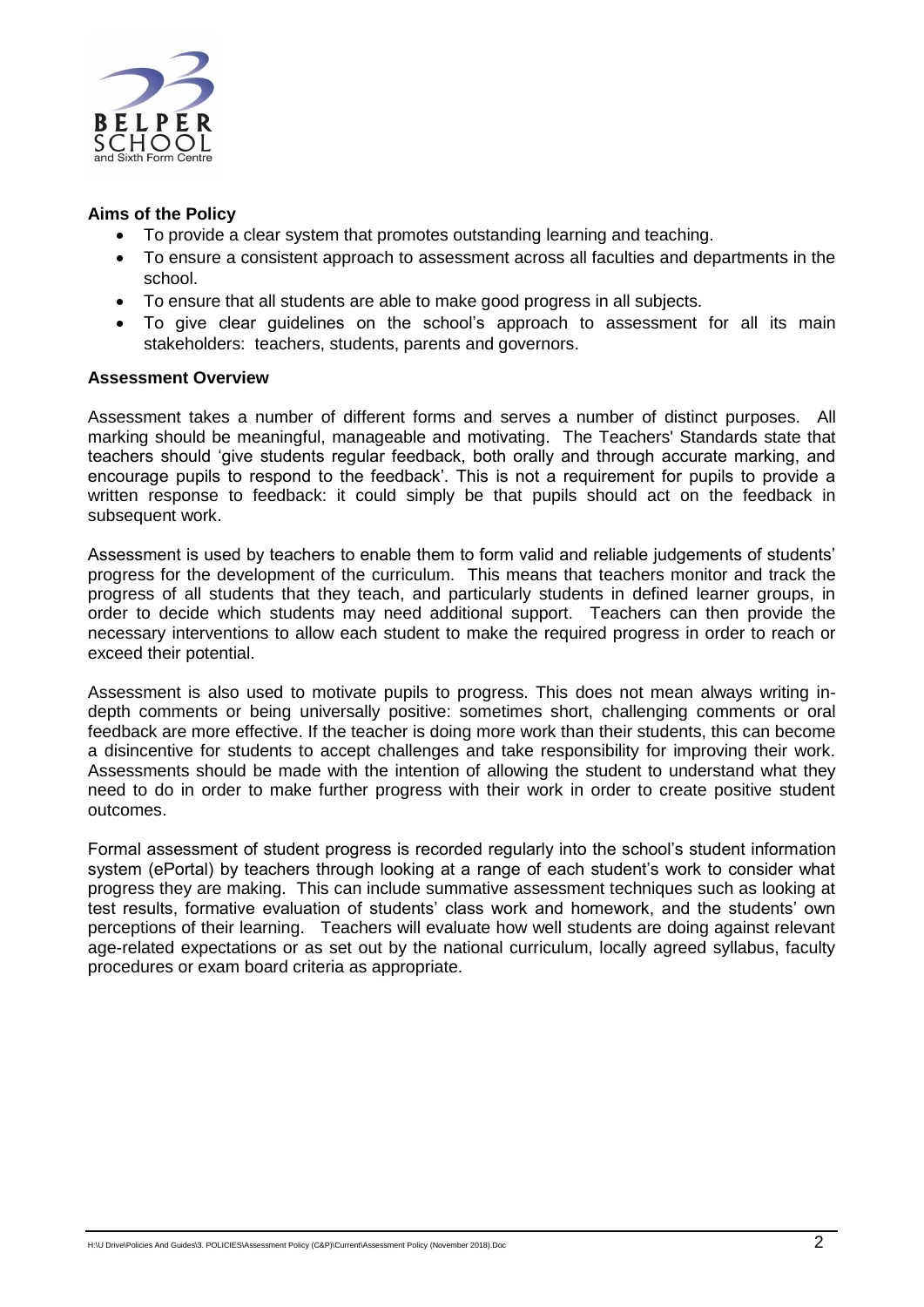## Aims of the Policy

- To provide a clear system that promotes outstanding learning and teaching.
- To ensure a consistent approach to assessment across all faculties and departments in the school.
- To ensure that all students are able to make good progress in all subjects.
- To give clear guidelines on the school's approach to assessment for all its main stakeholders: teachers, students, parents and governors.

## Assessment Overview

Assessment takes a number of different forms and serves a number of distinct purposes. All marking should be meaningful, manageable and motivating. The Teachers' Standards state that teachers should 'give students regular feedback, both orally and through accurate marking, and encourage pupils to respond to the feedback'. This is not a requirement for pupils to provide a written response to feedback: it could simply be that pupils should act on the feedback in subsequent work.

Assessment is used by teachers to enable them to form valid and reliable judgements of students' progress for the development of the curriculum. This means that teachers monitor and track the progress of all students that they teach, and particularly students in defined learner groups, in order to decide which students may need additional support. Teachers can then provide the necessary interventions to allow each student to make the required progress in order to reach or exceed their potential.

Assessment is also used to motivate pupils to progress. This does not mean always writing in-depth comments or being universally positive: sometimes short, challenging comments or oral feedback are more effective. If the teacher is doing more work than their students, this can become a disincentive for students to accept challenges and take responsibility for improving their work. Assessments should be made with the intention of allowing the student to understand what they need to do in order to make further progress with their work in order to create positive student outcomes.

Formal assessment of student progress is recorded regularly into the school's student information system (ePortal) by teachers through looking at a range of each student's work to consider what progress they are making. This can include summative assessment techniques such as looking at test results, formative evaluation of students' class work and homework, and the students' own perceptions of their learning. Teachers will evaluate how well students are doing against relevant age-related expectations or as set out by the national curriculum, locally agreed syllabus, faculty procedures or exam board criteria as appropriate.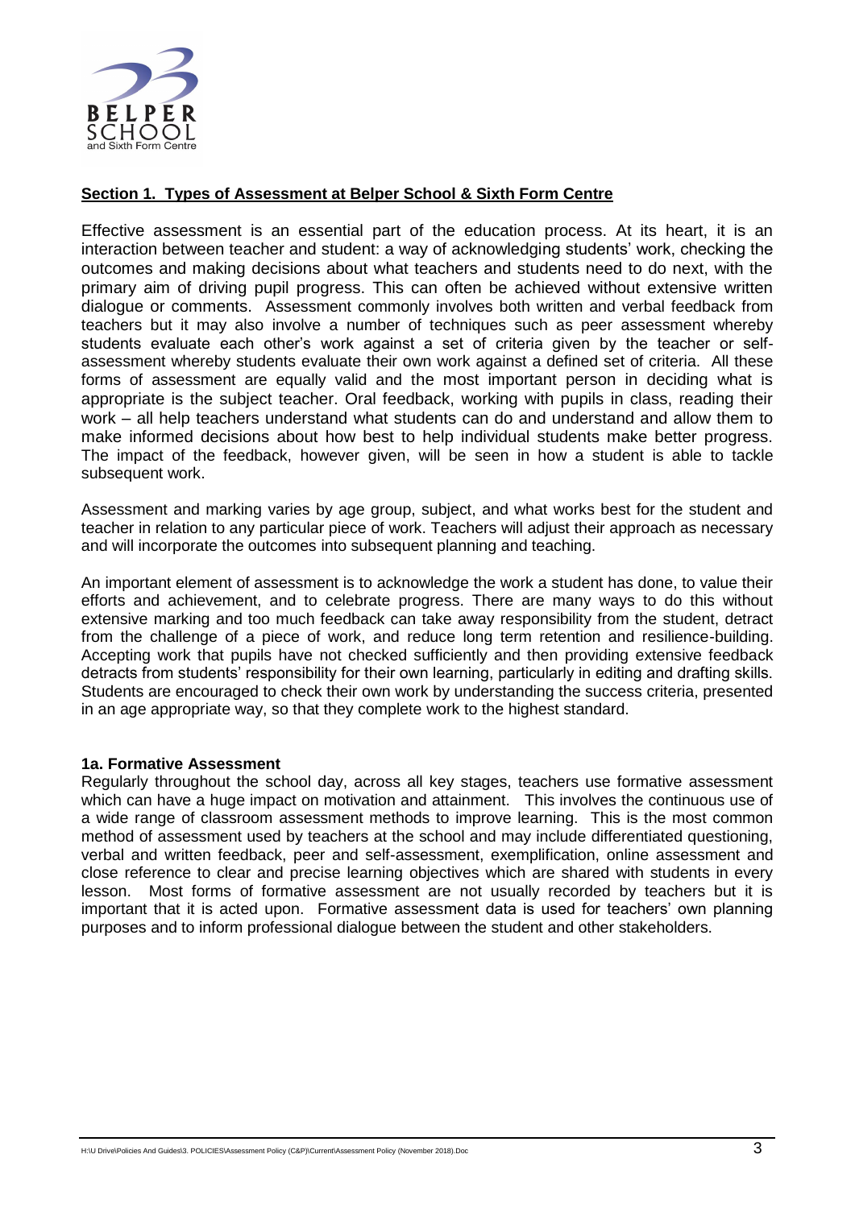## Section 1. Types of Assessment at Belper School & Sixth Form Centre

Effective assessment is an essential part of the education process. At its heart, it is an interaction between teacher and student: a way of acknowledging students' work, checking the outcomes and making decisions about what teachers and students need to do next, with the primary aim of driving pupil progress. This can often be achieved without extensive written dialogue or comments. Assessment commonly involves both written and verbal feedback from teachers but it may also involve a number of techniques such as peer assessment whereby students evaluate each other's work against a set of criteria given by the teacher or self-assessment whereby students evaluate their own work against a defined set of criteria. All these forms of assessment are equally valid and the most important person in deciding what is appropriate is the subject teacher. Oral feedback, working with pupils in class, reading their work – all help teachers understand what students can do and understand and allow them to make informed decisions about how best to help individual students make better progress. The impact of the feedback, however given, will be seen in how a student is able to tackle subsequent work.

Assessment and marking varies by age group, subject, and what works best for the student and teacher in relation to any particular piece of work. Teachers will adjust their approach as necessary and will incorporate the outcomes into subsequent planning and teaching.

An important element of assessment is to acknowledge the work a student has done, to value their efforts and achievement, and to celebrate progress. There are many ways to do this without extensive marking and too much feedback can take away responsibility from the student, detract from the challenge of a piece of work, and reduce long term retention and resilience-building. Accepting work that pupils have not checked sufficiently and then providing extensive feedback detracts from students' responsibility for their own learning, particularly in editing and drafting skills. Students are encouraged to check their own work by understanding the success criteria, presented in an age appropriate way, so that they complete work to the highest standard.

### 1a. Formative Assessment

Regularly throughout the school day, across all key stages, teachers use formative assessment which can have a huge impact on motivation and attainment. This involves the continuous use of a wide range of classroom assessment methods to improve learning. This is the most common method of assessment used by teachers at the school and may include differentiated questioning, verbal and written feedback, peer and self-assessment, exemplification, online assessment and close reference to clear and precise learning objectives which are shared with students in every lesson. Most forms of formative assessment are not usually recorded by teachers but it is important that it is acted upon. Formative assessment data is used for teachers' own planning purposes and to inform professional dialogue between the student and other stakeholders.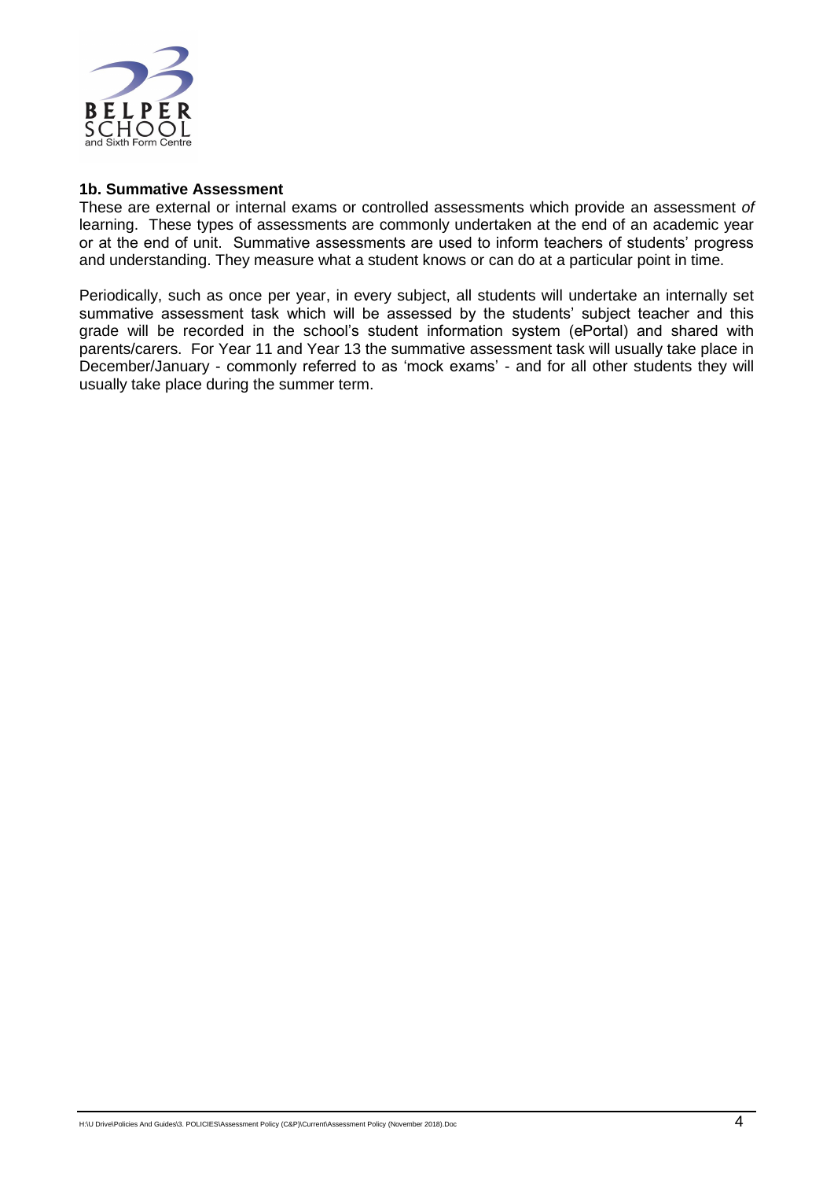### 1b. Summative Assessment

These are external or internal exams or controlled assessments which provide an assessment *of* learning. These types of assessments are commonly undertaken at the end of an academic year or at the end of unit. Summative assessments are used to inform teachers of students' progress and understanding. They measure what a student knows or can do at a particular point in time.

Periodically, such as once per year, in every subject, all students will undertake an internally set summative assessment task which will be assessed by the students' subject teacher and this grade will be recorded in the school's student information system (ePortal) and shared with parents/carers. For Year 11 and Year 13 the summative assessment task will usually take place in December/January - commonly referred to as 'mock exams' - and for all other students they will usually take place during the summer term.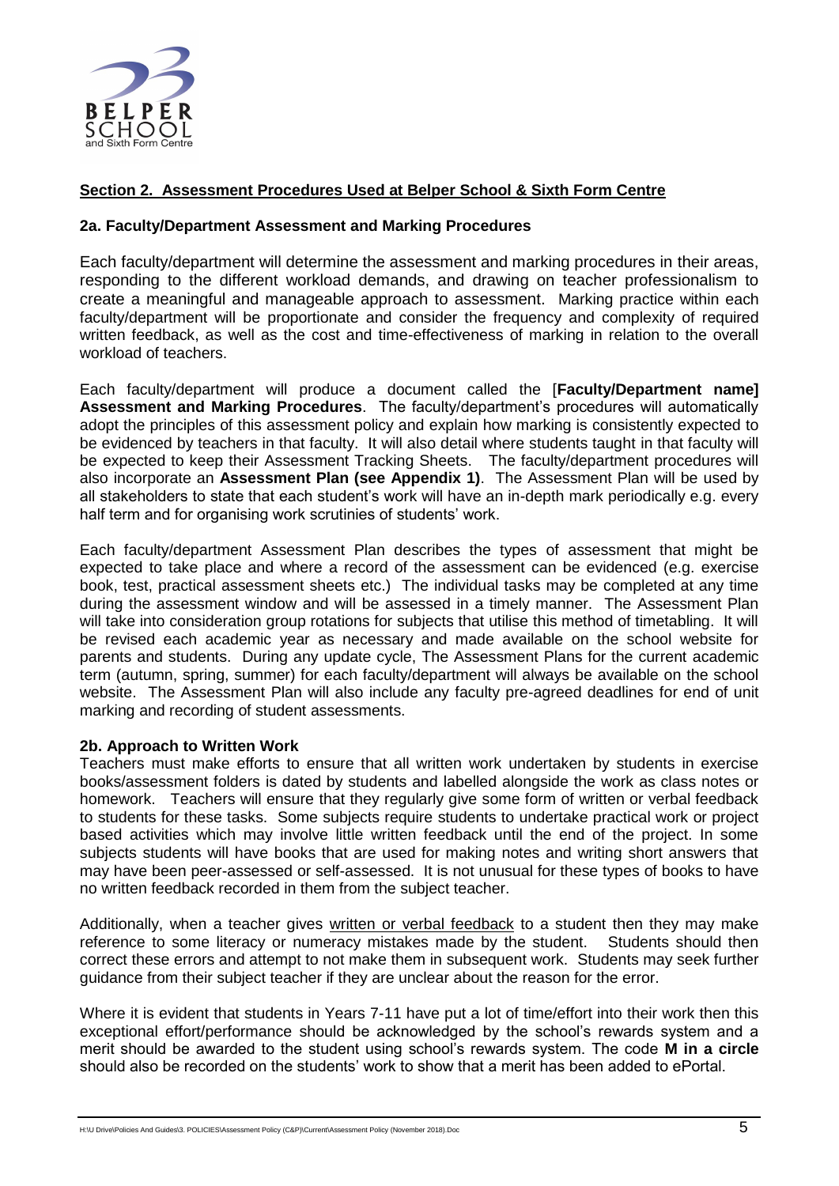## Section 2. Assessment Procedures Used at Belper School & Sixth Form Centre

### 2a. Faculty/Department Assessment and Marking Procedures

Each faculty/department will determine the assessment and marking procedures in their areas, responding to the different workload demands, and drawing on teacher professionalism to create a meaningful and manageable approach to assessment. Marking practice within each faculty/department will be proportionate and consider the frequency and complexity of required written feedback, as well as the cost and time-effectiveness of marking in relation to the overall workload of teachers.

Each faculty/department will produce a document called the [**Faculty/Department name] Assessment and Marking Procedures**. The faculty/department's procedures will automatically adopt the principles of this assessment policy and explain how marking is consistently expected to be evidenced by teachers in that faculty. It will also detail where students taught in that faculty will be expected to keep their Assessment Tracking Sheets. The faculty/department procedures will also incorporate an **Assessment Plan (see Appendix 1)**. The Assessment Plan will be used by all stakeholders to state that each student's work will have an in-depth mark periodically e.g. every half term and for organising work scrutinies of students' work.

Each faculty/department Assessment Plan describes the types of assessment that might be expected to take place and where a record of the assessment can be evidenced (e.g. exercise book, test, practical assessment sheets etc.) The individual tasks may be completed at any time during the assessment window and will be assessed in a timely manner. The Assessment Plan will take into consideration group rotations for subjects that utilise this method of timetabling. It will be revised each academic year as necessary and made available on the school website for parents and students. During any update cycle, The Assessment Plans for the current academic term (autumn, spring, summer) for each faculty/department will always be available on the school website. The Assessment Plan will also include any faculty pre-agreed deadlines for end of unit marking and recording of student assessments.

### 2b. Approach to Written Work

Teachers must make efforts to ensure that all written work undertaken by students in exercise books/assessment folders is dated by students and labelled alongside the work as class notes or homework. Teachers will ensure that they regularly give some form of written or verbal feedback to students for these tasks. Some subjects require students to undertake practical work or project based activities which may involve little written feedback until the end of the project. In some subjects students will have books that are used for making notes and writing short answers that may have been peer-assessed or self-assessed. It is not unusual for these types of books to have no written feedback recorded in them from the subject teacher.

Additionally, when a teacher gives written or verbal feedback to a student then they may make reference to some literacy or numeracy mistakes made by the student. Students should then correct these errors and attempt to not make them in subsequent work. Students may seek further guidance from their subject teacher if they are unclear about the reason for the error.

Where it is evident that students in Years 7-11 have put a lot of time/effort into their work then this exceptional effort/performance should be acknowledged by the school's rewards system and a merit should be awarded to the student using school's rewards system. The code **M in a circle** should also be recorded on the students' work to show that a merit has been added to ePortal.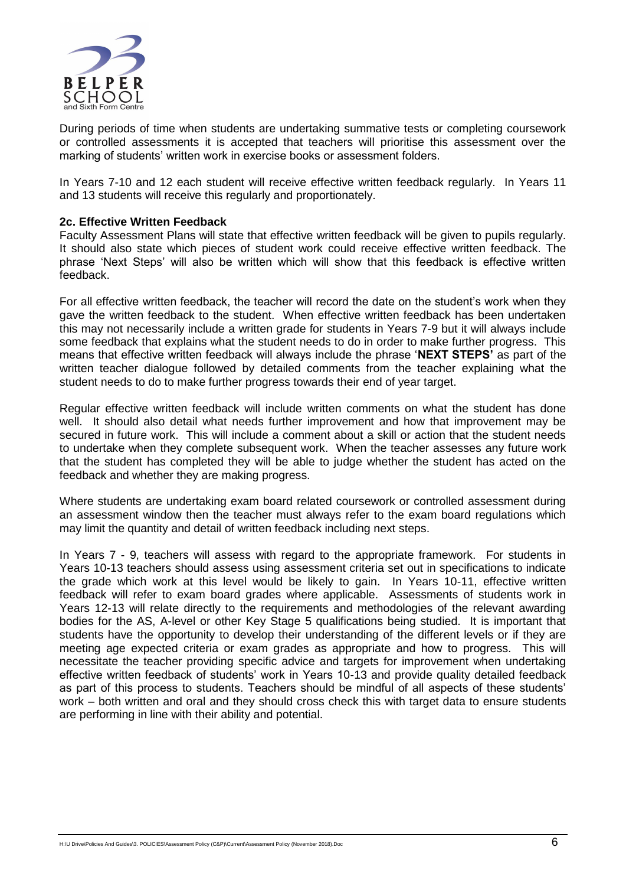During periods of time when students are undertaking summative tests or completing coursework or controlled assessments it is accepted that teachers will prioritise this assessment over the marking of students' written work in exercise books or assessment folders.

In Years 7-10 and 12 each student will receive effective written feedback regularly. In Years 11 and 13 students will receive this regularly and proportionately.

#### 2c. Effective Written Feedback

Faculty Assessment Plans will state that effective written feedback will be given to pupils regularly. It should also state which pieces of student work could receive effective written feedback. The phrase 'Next Steps' will also be written which will show that this feedback is effective written feedback.

For all effective written feedback, the teacher will record the date on the student's work when they gave the written feedback to the student. When effective written feedback has been undertaken this may not necessarily include a written grade for students in Years 7-9 but it will always include some feedback that explains what the student needs to do in order to make further progress. This means that effective written feedback will always include the phrase '**NEXT STEPS'** as part of the written teacher dialogue followed by detailed comments from the teacher explaining what the student needs to do to make further progress towards their end of year target.

Regular effective written feedback will include written comments on what the student has done well. It should also detail what needs further improvement and how that improvement may be secured in future work. This will include a comment about a skill or action that the student needs to undertake when they complete subsequent work. When the teacher assesses any future work that the student has completed they will be able to judge whether the student has acted on the feedback and whether they are making progress.

Where students are undertaking exam board related coursework or controlled assessment during an assessment window then the teacher must always refer to the exam board regulations which may limit the quantity and detail of written feedback including next steps.

In Years 7 - 9, teachers will assess with regard to the appropriate framework. For students in Years 10-13 teachers should assess using assessment criteria set out in specifications to indicate the grade which work at this level would be likely to gain. In Years 10-11, effective written feedback will refer to exam board grades where applicable. Assessments of students work in Years 12-13 will relate directly to the requirements and methodologies of the relevant awarding bodies for the AS, A-level or other Key Stage 5 qualifications being studied. It is important that students have the opportunity to develop their understanding of the different levels or if they are meeting age expected criteria or exam grades as appropriate and how to progress. This will necessitate the teacher providing specific advice and targets for improvement when undertaking effective written feedback of students' work in Years 10-13 and provide quality detailed feedback as part of this process to students. Teachers should be mindful of all aspects of these students' work – both written and oral and they should cross check this with target data to ensure students are performing in line with their ability and potential.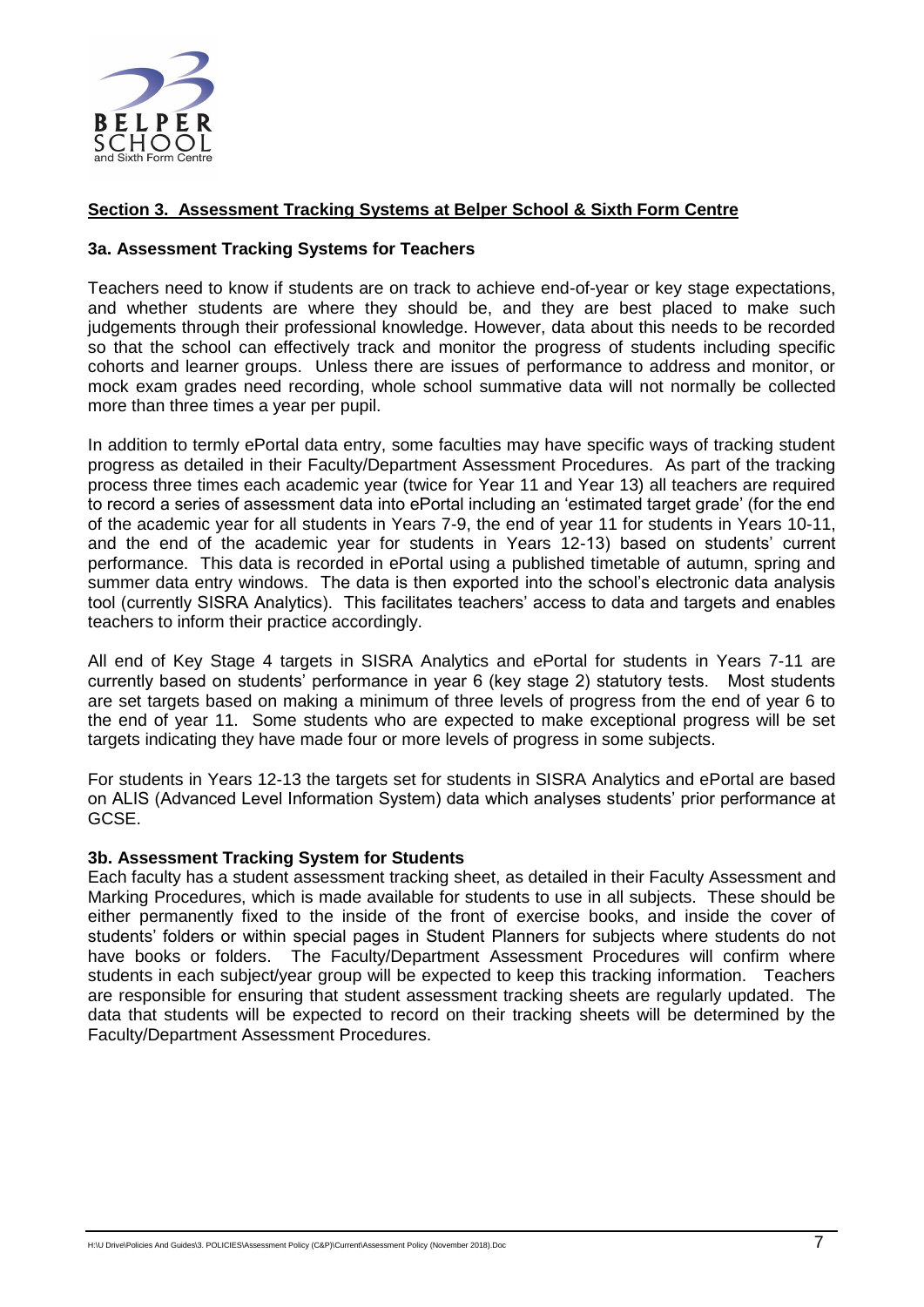## Section 3. Assessment Tracking Systems at Belper School & Sixth Form Centre

### 3a. Assessment Tracking Systems for Teachers

Teachers need to know if students are on track to achieve end-of-year or key stage expectations, and whether students are where they should be, and they are best placed to make such judgements through their professional knowledge. However, data about this needs to be recorded so that the school can effectively track and monitor the progress of students including specific cohorts and learner groups. Unless there are issues of performance to address and monitor, or mock exam grades need recording, whole school summative data will not normally be collected more than three times a year per pupil.

In addition to termly ePortal data entry, some faculties may have specific ways of tracking student progress as detailed in their Faculty/Department Assessment Procedures. As part of the tracking process three times each academic year (twice for Year 11 and Year 13) all teachers are required to record a series of assessment data into ePortal including an 'estimated target grade' (for the end of the academic year for all students in Years 7-9, the end of year 11 for students in Years 10-11, and the end of the academic year for students in Years 12-13) based on students' current performance. This data is recorded in ePortal using a published timetable of autumn, spring and summer data entry windows. The data is then exported into the school's electronic data analysis tool (currently SISRA Analytics). This facilitates teachers' access to data and targets and enables teachers to inform their practice accordingly.

All end of Key Stage 4 targets in SISRA Analytics and ePortal for students in Years 7-11 are currently based on students' performance in year 6 (key stage 2) statutory tests. Most students are set targets based on making a minimum of three levels of progress from the end of year 6 to the end of year 11. Some students who are expected to make exceptional progress will be set targets indicating they have made four or more levels of progress in some subjects.

For students in Years 12-13 the targets set for students in SISRA Analytics and ePortal are based on ALIS (Advanced Level Information System) data which analyses students' prior performance at GCSE.

### 3b. Assessment Tracking System for Students

Each faculty has a student assessment tracking sheet, as detailed in their Faculty Assessment and Marking Procedures, which is made available for students to use in all subjects. These should be either permanently fixed to the inside of the front of exercise books, and inside the cover of students' folders or within special pages in Student Planners for subjects where students do not have books or folders. The Faculty/Department Assessment Procedures will confirm where students in each subject/year group will be expected to keep this tracking information. Teachers are responsible for ensuring that student assessment tracking sheets are regularly updated. The data that students will be expected to record on their tracking sheets will be determined by the Faculty/Department Assessment Procedures.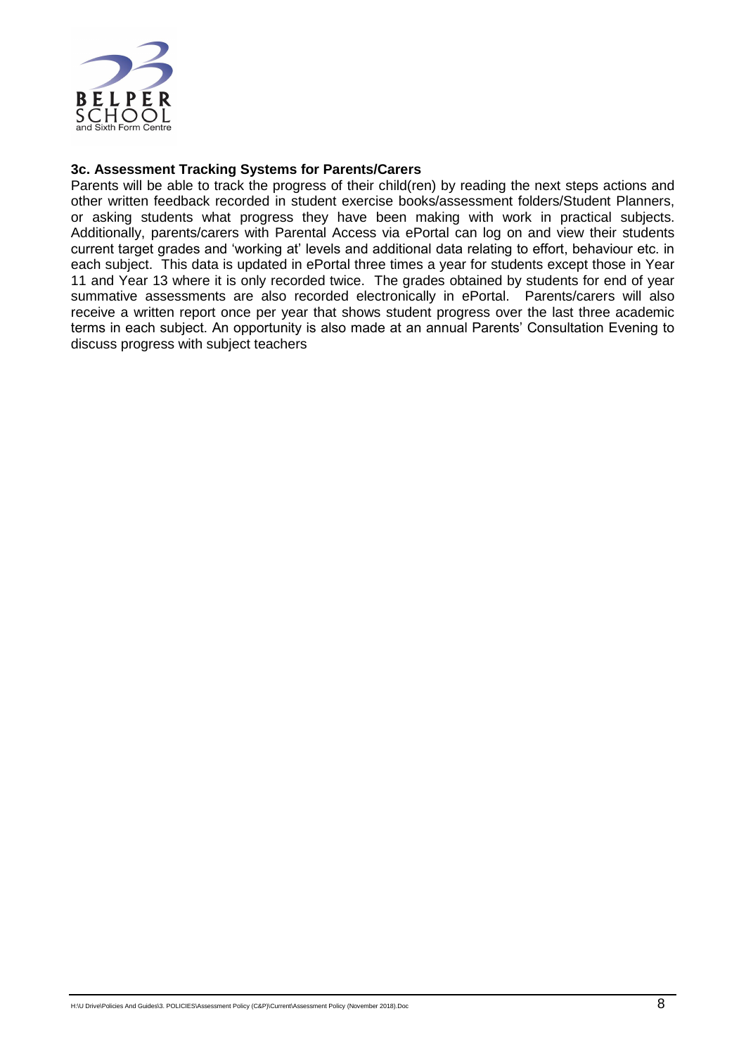### 3c. Assessment Tracking Systems for Parents/Carers

Parents will be able to track the progress of their child(ren) by reading the next steps actions and other written feedback recorded in student exercise books/assessment folders/Student Planners, or asking students what progress they have been making with work in practical subjects. Additionally, parents/carers with Parental Access via ePortal can log on and view their students current target grades and 'working at' levels and additional data relating to effort, behaviour etc. in each subject. This data is updated in ePortal three times a year for students except those in Year 11 and Year 13 where it is only recorded twice. The grades obtained by students for end of year summative assessments are also recorded electronically in ePortal. Parents/carers will also receive a written report once per year that shows student progress over the last three academic terms in each subject. An opportunity is also made at an annual Parents' Consultation Evening to discuss progress with subject teachers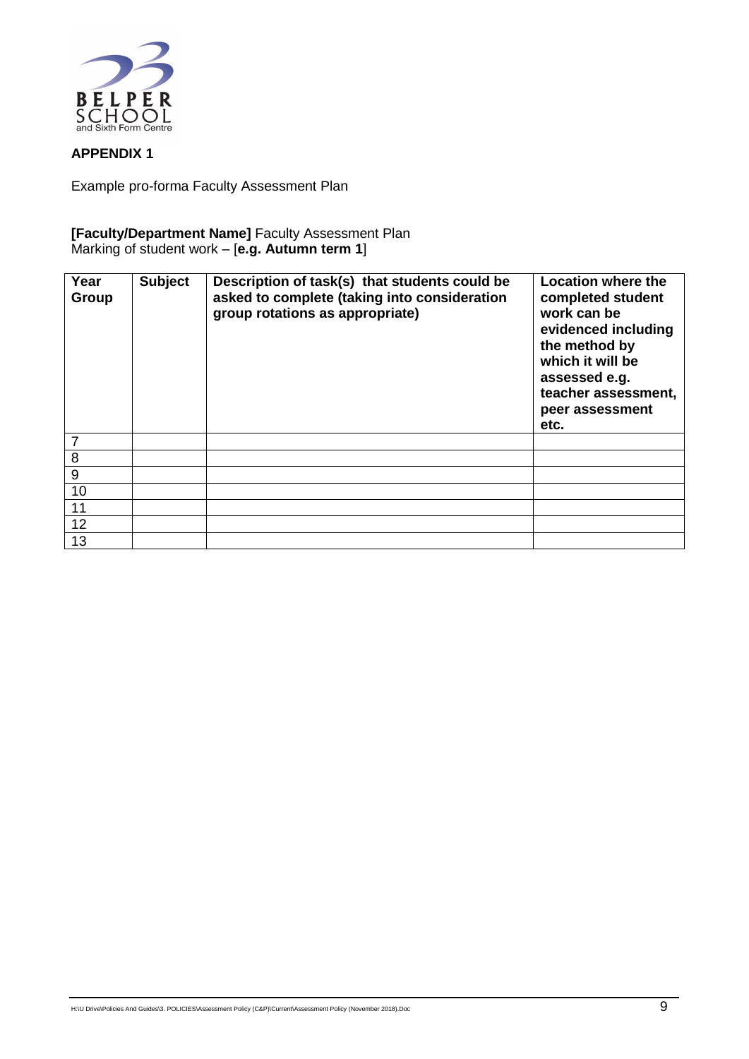**APPENDIX 1**

Example pro-forma Faculty Assessment Plan

**[Faculty/Department Name]** Faculty Assessment Plan
Marking of student work – [**e.g. Autumn term 1**]

| **Year Group** | **Subject** | **Description of task(s) that students could be asked to complete (taking into consideration group rotations as appropriate)** | **Location where the completed student work can be evidenced including the method by which it will be assessed e.g. teacher assessment, peer assessment etc.** |
|---|---|---|---|
| 7 | | | |
| 8 | | | |
| 9 | | | |
| 10 | | | |
| 11 | | | |
| 12 | | | |
| 13 | | | |